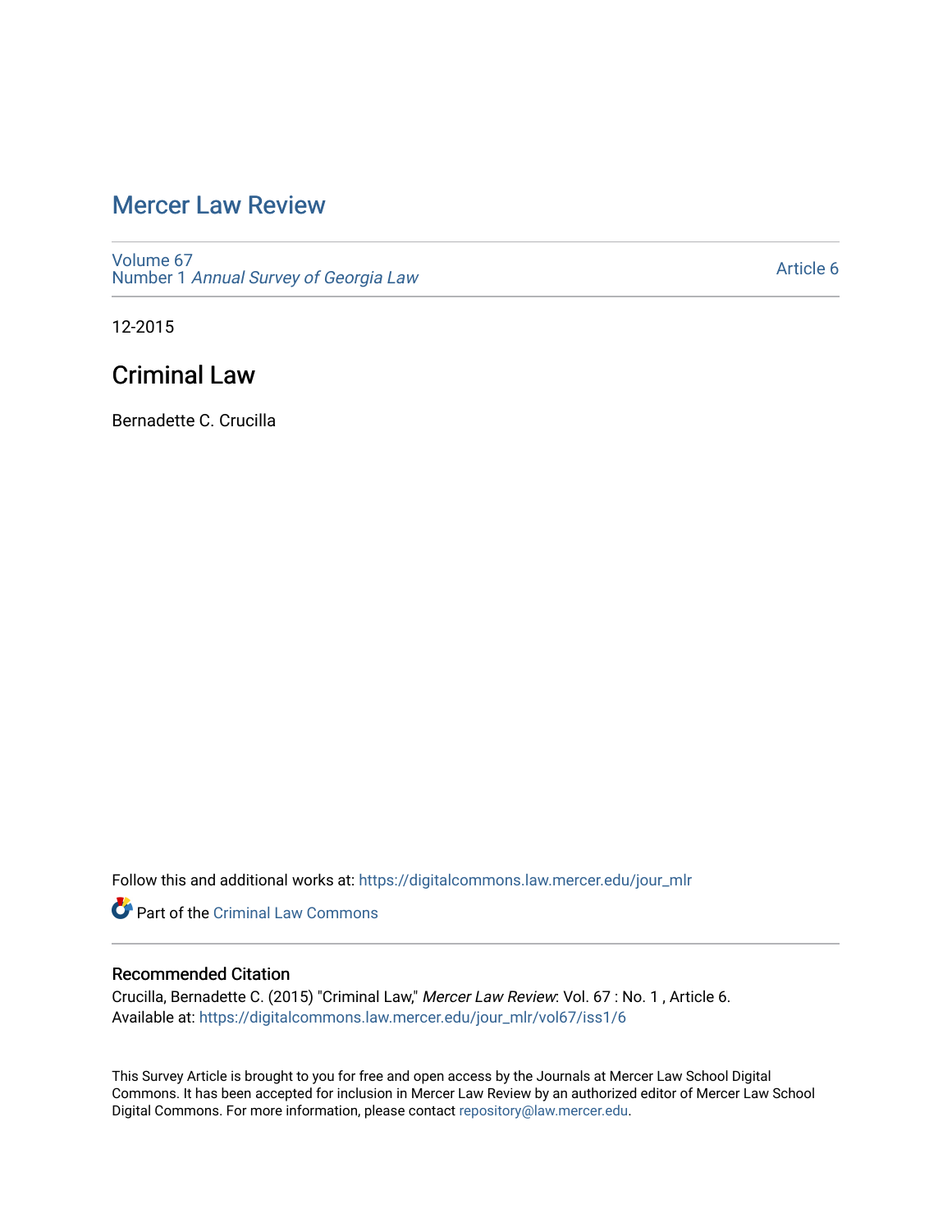# Mercer Law Review

Volume 67
Number 1 *Annual Survey of Georgia Law*

Article 6

12-2015

## Criminal Law

Bernadette C. Crucilla

Follow this and additional works at: https://digitalcommons.law.mercer.edu/jour_mlr

Part of the Criminal Law Commons

### Recommended Citation

Crucilla, Bernadette C. (2015) "Criminal Law," *Mercer Law Review*: Vol. 67 : No. 1 , Article 6.
Available at: https://digitalcommons.law.mercer.edu/jour_mlr/vol67/iss1/6

This Survey Article is brought to you for free and open access by the Journals at Mercer Law School Digital Commons. It has been accepted for inclusion in Mercer Law Review by an authorized editor of Mercer Law School Digital Commons. For more information, please contact repository@law.mercer.edu.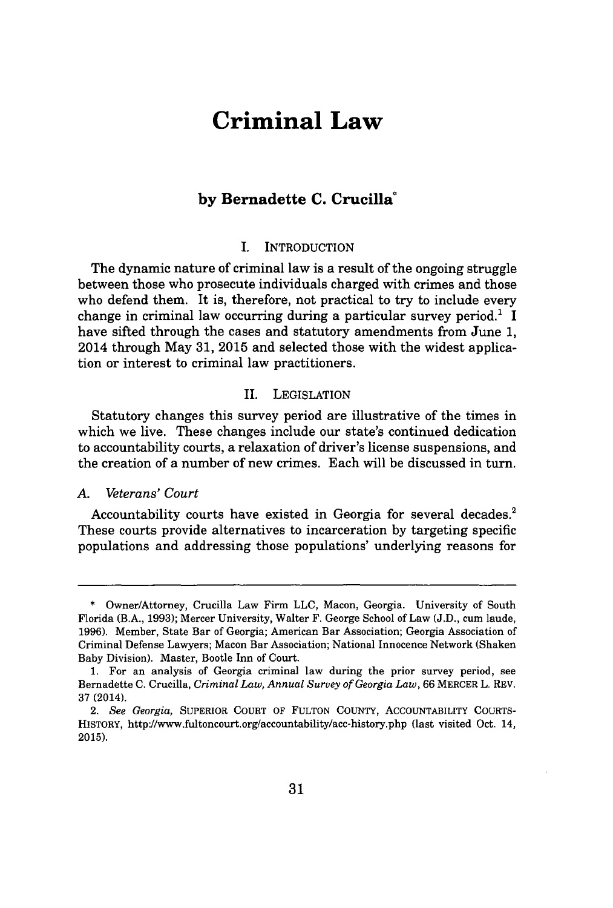# Criminal Law

## by Bernadette C. Crucilla*

### I. INTRODUCTION

The dynamic nature of criminal law is a result of the ongoing struggle between those who prosecute individuals charged with crimes and those who defend them. It is, therefore, not practical to try to include every change in criminal law occurring during a particular survey period.[1] I have sifted through the cases and statutory amendments from June 1, 2014 through May 31, 2015 and selected those with the widest application or interest to criminal law practitioners.

### II. LEGISLATION

Statutory changes this survey period are illustrative of the times in which we live. These changes include our state's continued dedication to accountability courts, a relaxation of driver's license suspensions, and the creation of a number of new crimes. Each will be discussed in turn.

#### *A. Veterans' Court*

Accountability courts have existed in Georgia for several decades.[2] These courts provide alternatives to incarceration by targeting specific populations and addressing those populations' underlying reasons for

---

\* Owner/Attorney, Crucilla Law Firm LLC, Macon, Georgia. University of South Florida (B.A., 1993); Mercer University, Walter F. George School of Law (J.D., cum laude, 1996). Member, State Bar of Georgia; American Bar Association; Georgia Association of Criminal Defense Lawyers; Macon Bar Association; National Innocence Network (Shaken Baby Division). Master, Bootle Inn of Court.

1. For an analysis of Georgia criminal law during the prior survey period, see Bernadette C. Crucilla, *Criminal Law, Annual Survey of Georgia Law*, 66 MERCER L. REV. 37 (2014).

2. *See Georgia*, SUPERIOR COURT OF FULTON COUNTY, ACCOUNTABILITY COURTS-HISTORY, http://www.fultoncourt.org/accountability/acc-history.php (last visited Oct. 14, 2015).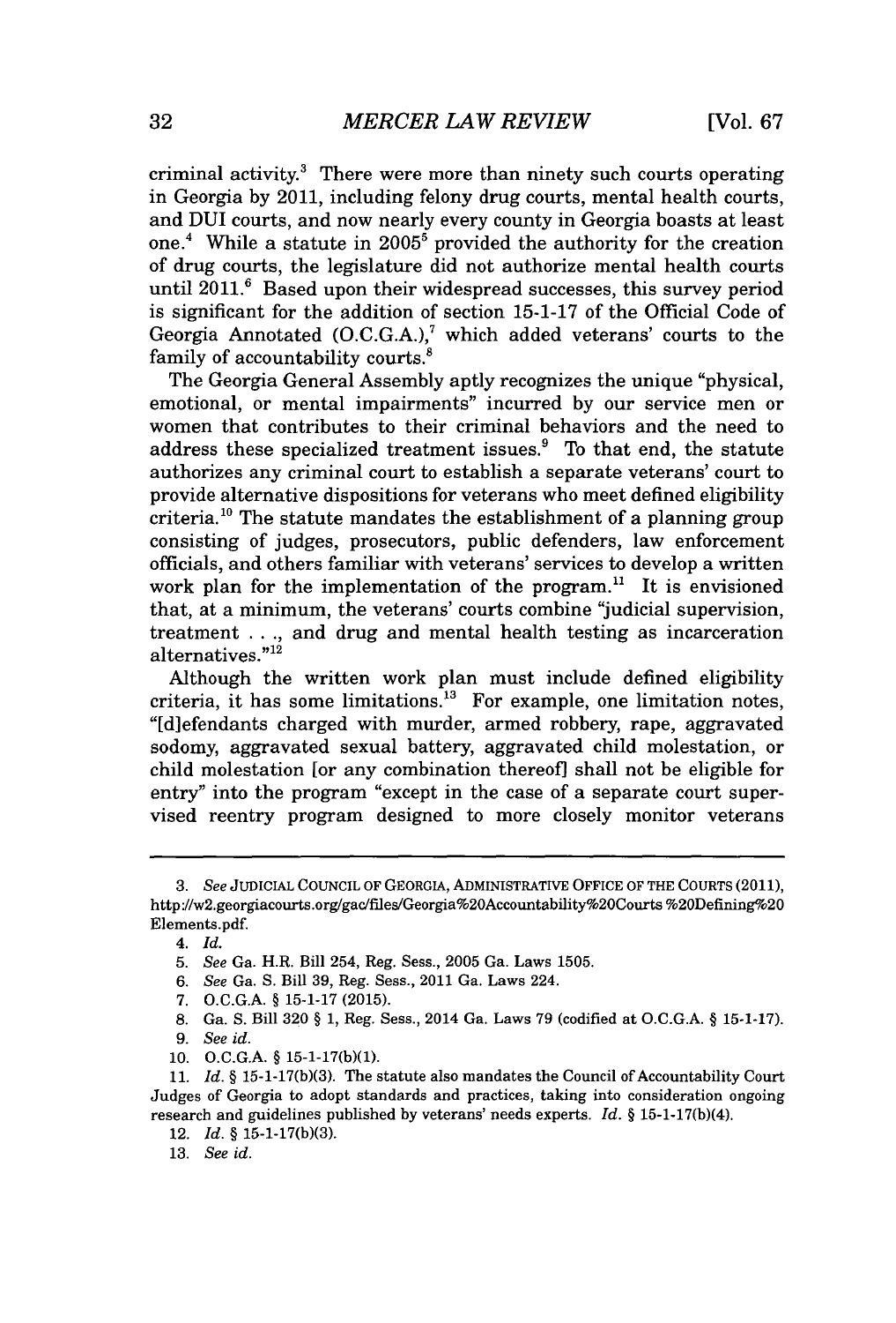criminal activity.[3] There were more than ninety such courts operating in Georgia by 2011, including felony drug courts, mental health courts, and DUI courts, and now nearly every county in Georgia boasts at least one.[4] While a statute in 2005[5] provided the authority for the creation of drug courts, the legislature did not authorize mental health courts until 2011.[6] Based upon their widespread successes, this survey period is significant for the addition of section 15-1-17 of the Official Code of Georgia Annotated (O.C.G.A.),[7] which added veterans' courts to the family of accountability courts.[8]

The Georgia General Assembly aptly recognizes the unique "physical, emotional, or mental impairments" incurred by our service men or women that contributes to their criminal behaviors and the need to address these specialized treatment issues.[9] To that end, the statute authorizes any criminal court to establish a separate veterans' court to provide alternative dispositions for veterans who meet defined eligibility criteria.[10] The statute mandates the establishment of a planning group consisting of judges, prosecutors, public defenders, law enforcement officials, and others familiar with veterans' services to develop a written work plan for the implementation of the program.[11] It is envisioned that, at a minimum, the veterans' courts combine "judicial supervision, treatment . . ., and drug and mental health testing as incarceration alternatives."[12]

Although the written work plan must include defined eligibility criteria, it has some limitations.[13] For example, one limitation notes, "[d]efendants charged with murder, armed robbery, rape, aggravated sodomy, aggravated sexual battery, aggravated child molestation, or child molestation [or any combination thereof] shall not be eligible for entry" into the program "except in the case of a separate court supervised reentry program designed to more closely monitor veterans

---

3. *See* JUDICIAL COUNCIL OF GEORGIA, ADMINISTRATIVE OFFICE OF THE COURTS (2011), http://w2.georgiacourts.org/gac/files/Georgia%20Accountability%20Courts %20Defining%20 Elements.pdf.

4. *Id.*

5. *See* Ga. H.R. Bill 254, Reg. Sess., 2005 Ga. Laws 1505.

6. *See* Ga. S. Bill 39, Reg. Sess., 2011 Ga. Laws 224.

7. O.C.G.A. § 15-1-17 (2015).

8. Ga. S. Bill 320 § 1, Reg. Sess., 2014 Ga. Laws 79 (codified at O.C.G.A. § 15-1-17).

9. *See id.*

10. O.C.G.A. § 15-1-17(b)(1).

11. *Id.* § 15-1-17(b)(3). The statute also mandates the Council of Accountability Court Judges of Georgia to adopt standards and practices, taking into consideration ongoing research and guidelines published by veterans' needs experts. *Id.* § 15-1-17(b)(4).

12. *Id.* § 15-1-17(b)(3).

13. *See id.*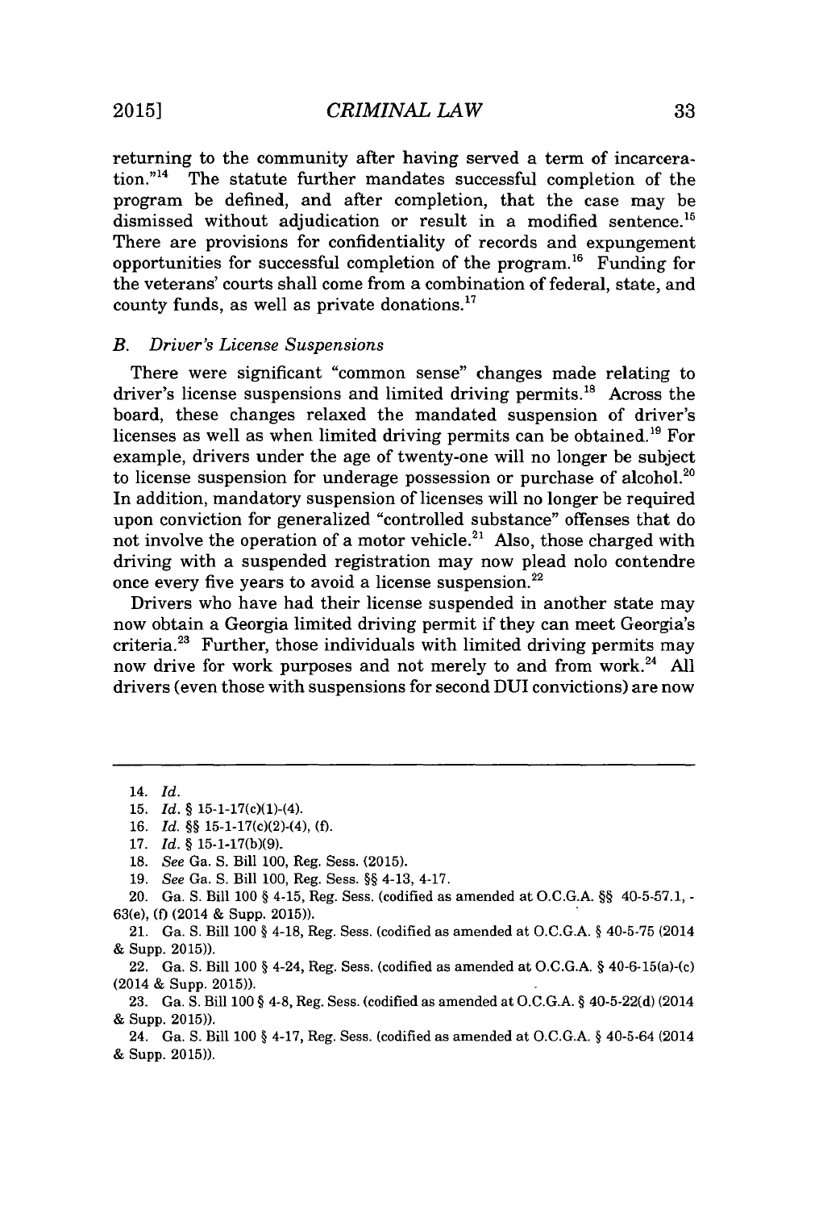returning to the community after having served a term of incarceration."[14] The statute further mandates successful completion of the program be defined, and after completion, that the case may be dismissed without adjudication or result in a modified sentence.[15] There are provisions for confidentiality of records and expungement opportunities for successful completion of the program.[16] Funding for the veterans' courts shall come from a combination of federal, state, and county funds, as well as private donations.[17]

### *B. Driver's License Suspensions*

There were significant "common sense" changes made relating to driver's license suspensions and limited driving permits.[18] Across the board, these changes relaxed the mandated suspension of driver's licenses as well as when limited driving permits can be obtained.[19] For example, drivers under the age of twenty-one will no longer be subject to license suspension for underage possession or purchase of alcohol.[20] In addition, mandatory suspension of licenses will no longer be required upon conviction for generalized "controlled substance" offenses that do not involve the operation of a motor vehicle.[21] Also, those charged with driving with a suspended registration may now plead nolo contendre once every five years to avoid a license suspension.[22]

Drivers who have had their license suspended in another state may now obtain a Georgia limited driving permit if they can meet Georgia's criteria.[23] Further, those individuals with limited driving permits may now drive for work purposes and not merely to and from work.[24] All drivers (even those with suspensions for second DUI convictions) are now

---

14. *Id.*
15. *Id.* § 15-1-17(c)(1)-(4).
16. *Id.* §§ 15-1-17(c)(2)-(4), (f).
17. *Id.* § 15-1-17(b)(9).
18. *See* Ga. S. Bill 100, Reg. Sess. (2015).
19. *See* Ga. S. Bill 100, Reg. Sess. §§ 4-13, 4-17.
20. Ga. S. Bill 100 § 4-15, Reg. Sess. (codified as amended at O.C.G.A. §§ 40-5-57.1, -63(e), (f) (2014 & Supp. 2015)).
21. Ga. S. Bill 100 § 4-18, Reg. Sess. (codified as amended at O.C.G.A. § 40-5-75 (2014 & Supp. 2015)).
22. Ga. S. Bill 100 § 4-24, Reg. Sess. (codified as amended at O.C.G.A. § 40-6-15(a)-(c) (2014 & Supp. 2015)).
23. Ga. S. Bill 100 § 4-8, Reg. Sess. (codified as amended at O.C.G.A. § 40-5-22(d) (2014 & Supp. 2015)).
24. Ga. S. Bill 100 § 4-17, Reg. Sess. (codified as amended at O.C.G.A. § 40-5-64 (2014 & Supp. 2015)).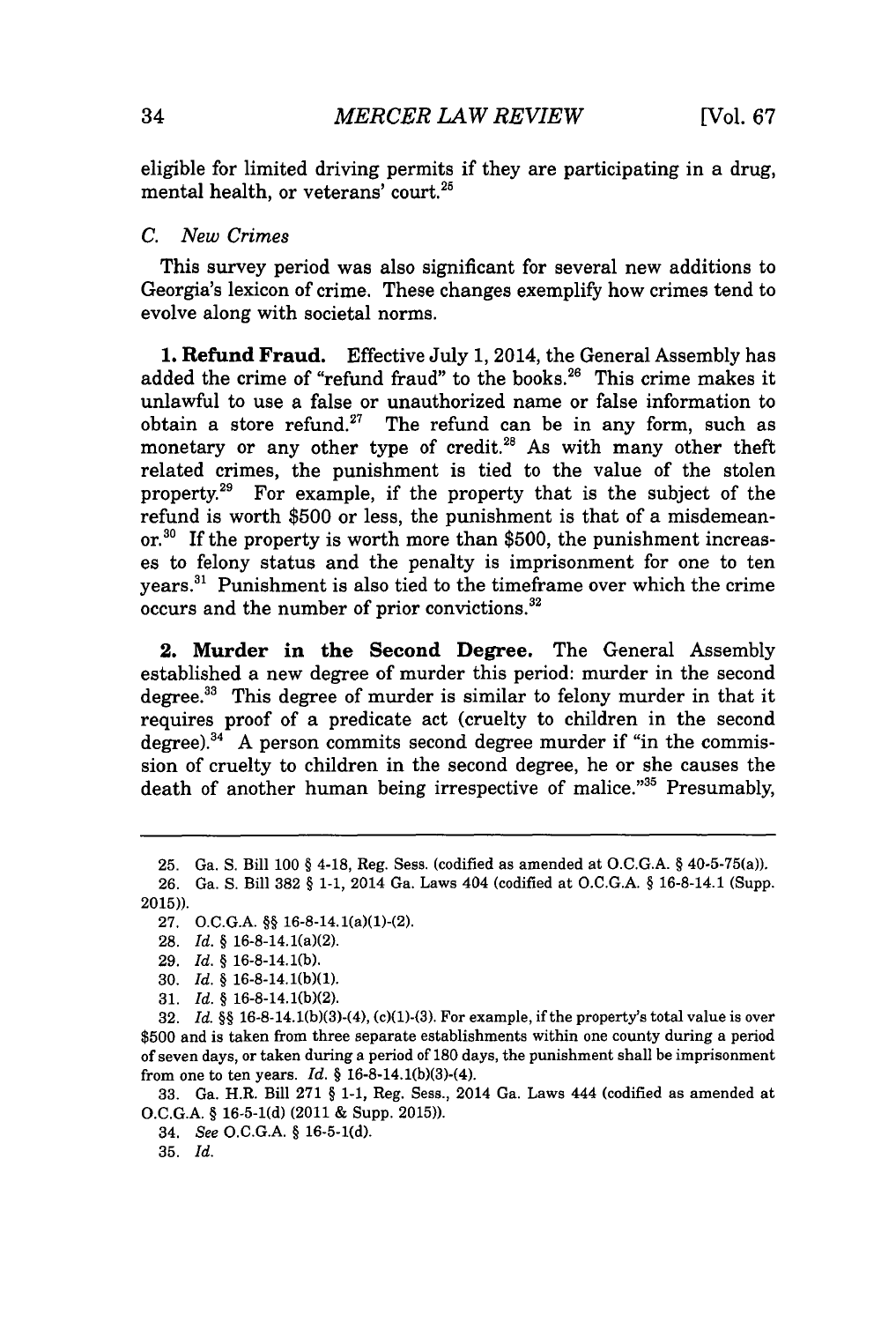eligible for limited driving permits if they are participating in a drug, mental health, or veterans' court.[25]

### C. *New Crimes*

This survey period was also significant for several new additions to Georgia's lexicon of crime. These changes exemplify how crimes tend to evolve along with societal norms.

**1. Refund Fraud.** Effective July 1, 2014, the General Assembly has added the crime of "refund fraud" to the books.[26] This crime makes it unlawful to use a false or unauthorized name or false information to obtain a store refund.[27] The refund can be in any form, such as monetary or any other type of credit.[28] As with many other theft related crimes, the punishment is tied to the value of the stolen property.[29] For example, if the property that is the subject of the refund is worth $500 or less, the punishment is that of a misdemeanor.[30] If the property is worth more than $500, the punishment increases to felony status and the penalty is imprisonment for one to ten years.[31] Punishment is also tied to the timeframe over which the crime occurs and the number of prior convictions.[32]

**2. Murder in the Second Degree.** The General Assembly established a new degree of murder this period: murder in the second degree.[33] This degree of murder is similar to felony murder in that it requires proof of a predicate act (cruelty to children in the second degree).[34] A person commits second degree murder if "in the commission of cruelty to children in the second degree, he or she causes the death of another human being irrespective of malice."[35] Presumably,

---

25. Ga. S. Bill 100 § 4-18, Reg. Sess. (codified as amended at O.C.G.A. § 40-5-75(a)).

26. Ga. S. Bill 382 § 1-1, 2014 Ga. Laws 404 (codified at O.C.G.A. § 16-8-14.1 (Supp. 2015)).

27. O.C.G.A. §§ 16-8-14.1(a)(1)-(2).

28. *Id.* § 16-8-14.1(a)(2).

29. *Id.* § 16-8-14.1(b).

30. *Id.* § 16-8-14.1(b)(1).

31. *Id.* § 16-8-14.1(b)(2).

32. *Id.* §§ 16-8-14.1(b)(3)-(4), (c)(1)-(3). For example, if the property's total value is over $500 and is taken from three separate establishments within one county during a period of seven days, or taken during a period of 180 days, the punishment shall be imprisonment from one to ten years. *Id.* § 16-8-14.1(b)(3)-(4).

33. Ga. H.R. Bill 271 § 1-1, Reg. Sess., 2014 Ga. Laws 444 (codified as amended at O.C.G.A. § 16-5-1(d) (2011 & Supp. 2015)).

34. *See* O.C.G.A. § 16-5-1(d).

35. *Id.*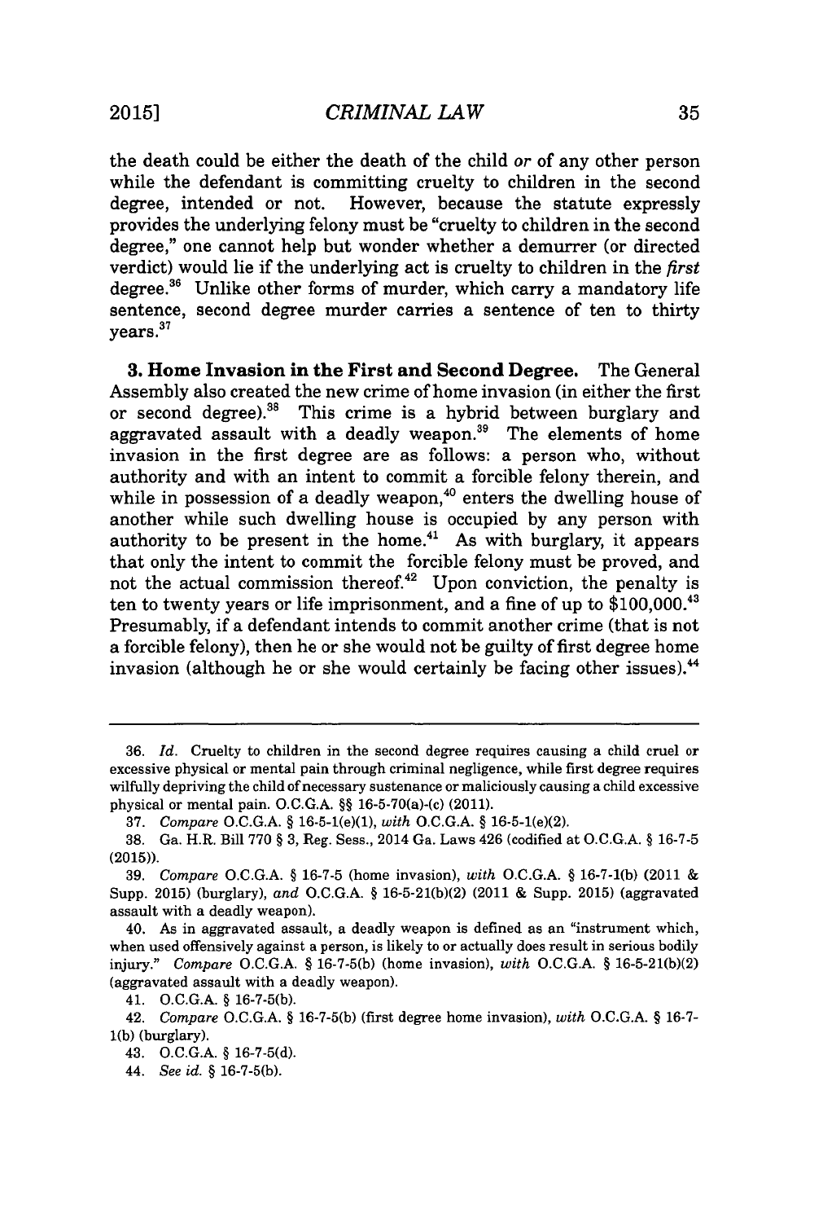the death could be either the death of the child *or* of any other person while the defendant is committing cruelty to children in the second degree, intended or not. However, because the statute expressly provides the underlying felony must be "cruelty to children in the second degree," one cannot help but wonder whether a demurrer (or directed verdict) would lie if the underlying act is cruelty to children in the *first* degree.[36] Unlike other forms of murder, which carry a mandatory life sentence, second degree murder carries a sentence of ten to thirty years.[37]

**3. Home Invasion in the First and Second Degree.** The General Assembly also created the new crime of home invasion (in either the first or second degree).[38] This crime is a hybrid between burglary and aggravated assault with a deadly weapon.[39] The elements of home invasion in the first degree are as follows: a person who, without authority and with an intent to commit a forcible felony therein, and while in possession of a deadly weapon,[40] enters the dwelling house of another while such dwelling house is occupied by any person with authority to be present in the home.[41] As with burglary, it appears that only the intent to commit the forcible felony must be proved, and not the actual commission thereof.[42] Upon conviction, the penalty is ten to twenty years or life imprisonment, and a fine of up to $100,000.[43] Presumably, if a defendant intends to commit another crime (that is not a forcible felony), then he or she would not be guilty of first degree home invasion (although he or she would certainly be facing other issues).[44]

---

36. *Id.* Cruelty to children in the second degree requires causing a child cruel or excessive physical or mental pain through criminal negligence, while first degree requires wilfully depriving the child of necessary sustenance or maliciously causing a child excessive physical or mental pain. O.C.G.A. §§ 16-5-70(a)-(c) (2011).

37. *Compare* O.C.G.A. § 16-5-1(e)(1), *with* O.C.G.A. § 16-5-1(e)(2).

38. Ga. H.R. Bill 770 § 3, Reg. Sess., 2014 Ga. Laws 426 (codified at O.C.G.A. § 16-7-5 (2015)).

39. *Compare* O.C.G.A. § 16-7-5 (home invasion), *with* O.C.G.A. § 16-7-1(b) (2011 & Supp. 2015) (burglary), *and* O.C.G.A. § 16-5-21(b)(2) (2011 & Supp. 2015) (aggravated assault with a deadly weapon).

40. As in aggravated assault, a deadly weapon is defined as an "instrument which, when used offensively against a person, is likely to or actually does result in serious bodily injury." *Compare* O.C.G.A. § 16-7-5(b) (home invasion), *with* O.C.G.A. § 16-5-21(b)(2) (aggravated assault with a deadly weapon).

41. O.C.G.A. § 16-7-5(b).

42. *Compare* O.C.G.A. § 16-7-5(b) (first degree home invasion), *with* O.C.G.A. § 16-7-1(b) (burglary).

43. O.C.G.A. § 16-7-5(d).

44. *See id.* § 16-7-5(b).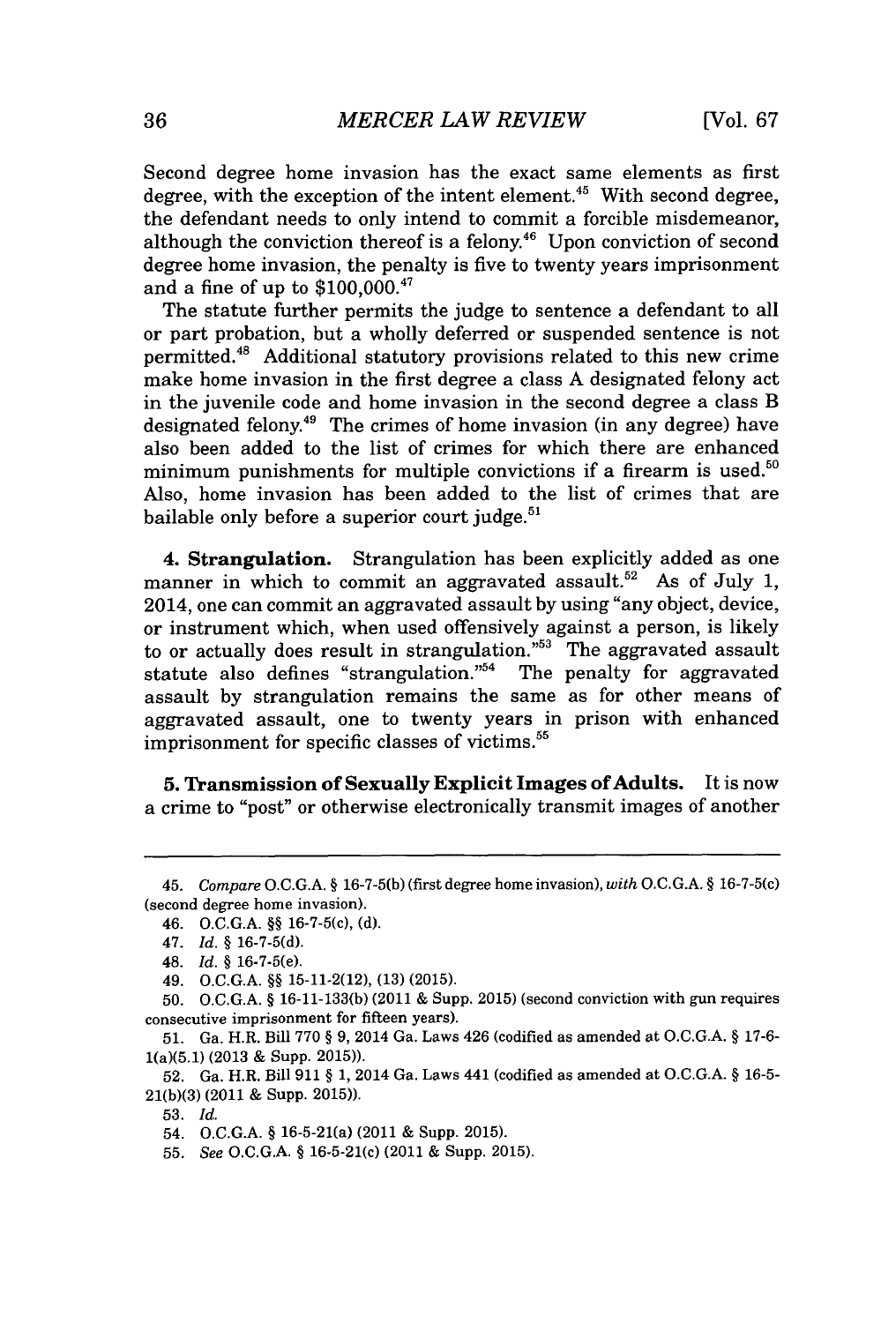Second degree home invasion has the exact same elements as first degree, with the exception of the intent element.[45] With second degree, the defendant needs to only intend to commit a forcible misdemeanor, although the conviction thereof is a felony.[46] Upon conviction of second degree home invasion, the penalty is five to twenty years imprisonment and a fine of up to $100,000.[47]

The statute further permits the judge to sentence a defendant to all or part probation, but a wholly deferred or suspended sentence is not permitted.[48] Additional statutory provisions related to this new crime make home invasion in the first degree a class A designated felony act in the juvenile code and home invasion in the second degree a class B designated felony.[49] The crimes of home invasion (in any degree) have also been added to the list of crimes for which there are enhanced minimum punishments for multiple convictions if a firearm is used.[50] Also, home invasion has been added to the list of crimes that are bailable only before a superior court judge.[51]

**4. Strangulation.** Strangulation has been explicitly added as one manner in which to commit an aggravated assault.[52] As of July 1, 2014, one can commit an aggravated assault by using "any object, device, or instrument which, when used offensively against a person, is likely to or actually does result in strangulation."[53] The aggravated assault statute also defines "strangulation."[54] The penalty for aggravated assault by strangulation remains the same as for other means of aggravated assault, one to twenty years in prison with enhanced imprisonment for specific classes of victims.[55]

**5. Transmission of Sexually Explicit Images of Adults.** It is now a crime to "post" or otherwise electronically transmit images of another

---

45. *Compare* O.C.G.A. § 16-7-5(b) (first degree home invasion), *with* O.C.G.A. § 16-7-5(c) (second degree home invasion).

46. O.C.G.A. §§ 16-7-5(c), (d).

47. *Id.* § 16-7-5(d).

48. *Id.* § 16-7-5(e).

49. O.C.G.A. §§ 15-11-2(12), (13) (2015).

50. O.C.G.A. § 16-11-133(b) (2011 & Supp. 2015) (second conviction with gun requires consecutive imprisonment for fifteen years).

51. Ga. H.R. Bill 770 § 9, 2014 Ga. Laws 426 (codified as amended at O.C.G.A. § 17-6-1(a)(5.1) (2013 & Supp. 2015)).

52. Ga. H.R. Bill 911 § 1, 2014 Ga. Laws 441 (codified as amended at O.C.G.A. § 16-5-21(b)(3) (2011 & Supp. 2015)).

53. *Id.*

54. O.C.G.A. § 16-5-21(a) (2011 & Supp. 2015).

55. *See* O.C.G.A. § 16-5-21(c) (2011 & Supp. 2015).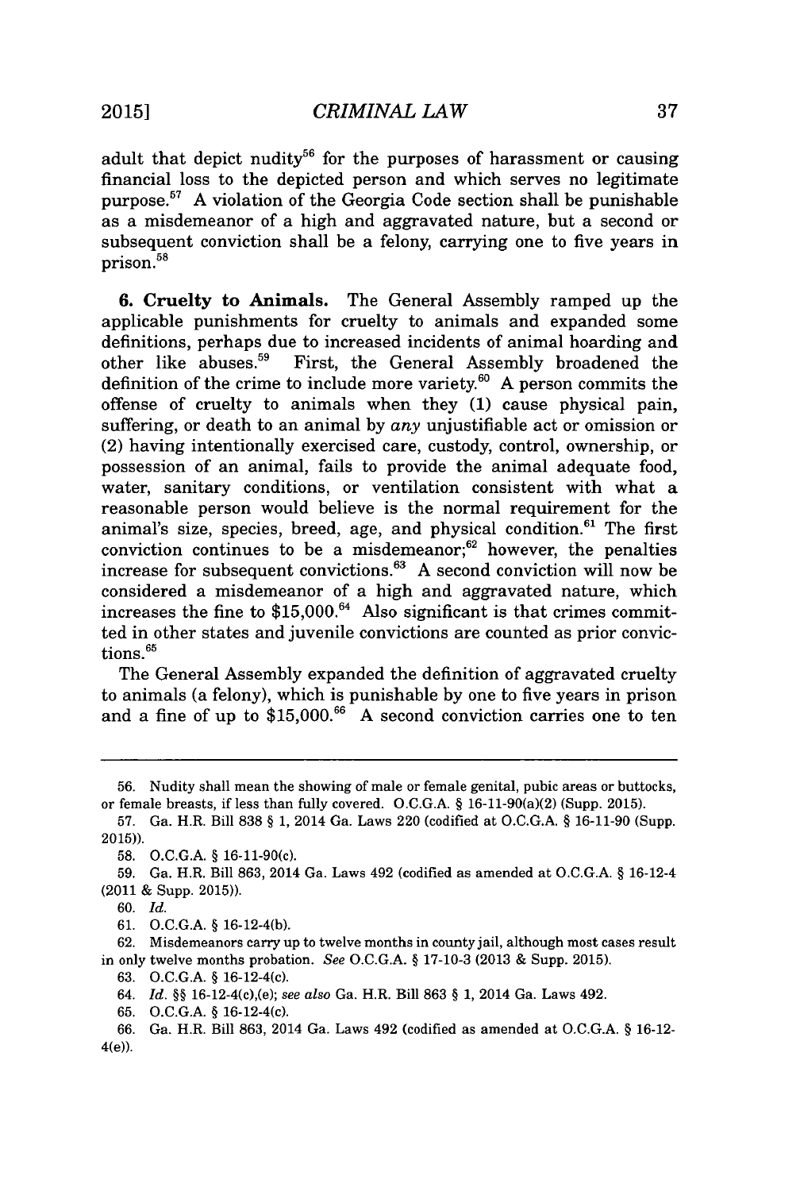adult that depict nudity[56] for the purposes of harassment or causing financial loss to the depicted person and which serves no legitimate purpose.[57] A violation of the Georgia Code section shall be punishable as a misdemeanor of a high and aggravated nature, but a second or subsequent conviction shall be a felony, carrying one to five years in prison.[58]

**6. Cruelty to Animals.** The General Assembly ramped up the applicable punishments for cruelty to animals and expanded some definitions, perhaps due to increased incidents of animal hoarding and other like abuses.[59] First, the General Assembly broadened the definition of the crime to include more variety.[60] A person commits the offense of cruelty to animals when they (1) cause physical pain, suffering, or death to an animal by *any* unjustifiable act or omission or (2) having intentionally exercised care, custody, control, ownership, or possession of an animal, fails to provide the animal adequate food, water, sanitary conditions, or ventilation consistent with what a reasonable person would believe is the normal requirement for the animal's size, species, breed, age, and physical condition.[61] The first conviction continues to be a misdemeanor;[62] however, the penalties increase for subsequent convictions.[63] A second conviction will now be considered a misdemeanor of a high and aggravated nature, which increases the fine to $15,000.[64] Also significant is that crimes committed in other states and juvenile convictions are counted as prior convictions.[65]

The General Assembly expanded the definition of aggravated cruelty to animals (a felony), which is punishable by one to five years in prison and a fine of up to $15,000.[66] A second conviction carries one to ten

---

56. Nudity shall mean the showing of male or female genital, pubic areas or buttocks, or female breasts, if less than fully covered. O.C.G.A. § 16-11-90(a)(2) (Supp. 2015).

57. Ga. H.R. Bill 838 § 1, 2014 Ga. Laws 220 (codified at O.C.G.A. § 16-11-90 (Supp. 2015)).

58. O.C.G.A. § 16-11-90(c).

59. Ga. H.R. Bill 863, 2014 Ga. Laws 492 (codified as amended at O.C.G.A. § 16-12-4 (2011 & Supp. 2015)).

60. *Id.*

61. O.C.G.A. § 16-12-4(b).

62. Misdemeanors carry up to twelve months in county jail, although most cases result in only twelve months probation. *See* O.C.G.A. § 17-10-3 (2013 & Supp. 2015).

63. O.C.G.A. § 16-12-4(c).

64. *Id.* §§ 16-12-4(c),(e); *see also* Ga. H.R. Bill 863 § 1, 2014 Ga. Laws 492.

65. O.C.G.A. § 16-12-4(c).

66. Ga. H.R. Bill 863, 2014 Ga. Laws 492 (codified as amended at O.C.G.A. § 16-12-4(e)).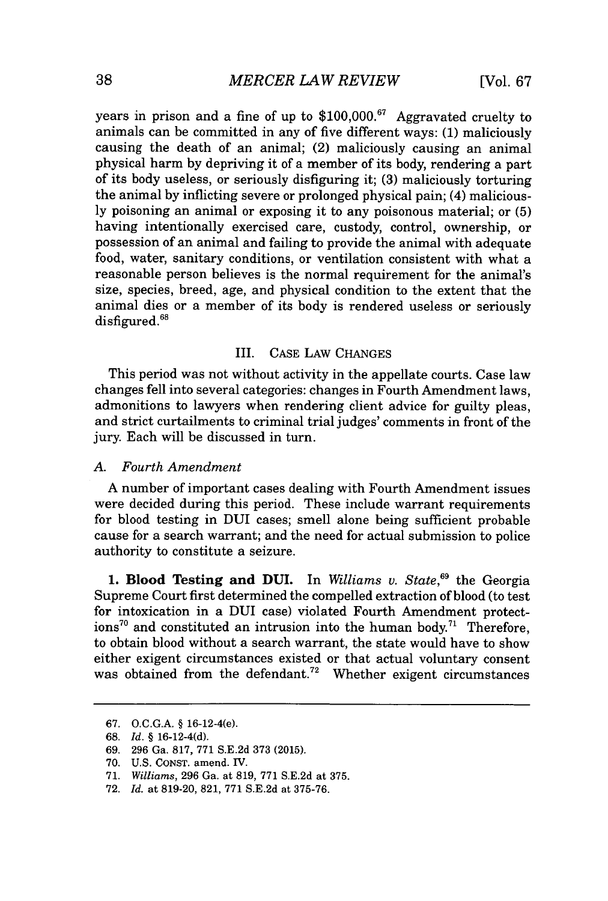years in prison and a fine of up to $100,000.[67] Aggravated cruelty to animals can be committed in any of five different ways: (1) maliciously causing the death of an animal; (2) maliciously causing an animal physical harm by depriving it of a member of its body, rendering a part of its body useless, or seriously disfiguring it; (3) maliciously torturing the animal by inflicting severe or prolonged physical pain; (4) maliciously poisoning an animal or exposing it to any poisonous material; or (5) having intentionally exercised care, custody, control, ownership, or possession of an animal and failing to provide the animal with adequate food, water, sanitary conditions, or ventilation consistent with what a reasonable person believes is the normal requirement for the animal's size, species, breed, age, and physical condition to the extent that the animal dies or a member of its body is rendered useless or seriously disfigured.[68]

## III. CASE LAW CHANGES

This period was not without activity in the appellate courts. Case law changes fell into several categories: changes in Fourth Amendment laws, admonitions to lawyers when rendering client advice for guilty pleas, and strict curtailments to criminal trial judges' comments in front of the jury. Each will be discussed in turn.

### A. *Fourth Amendment*

A number of important cases dealing with Fourth Amendment issues were decided during this period. These include warrant requirements for blood testing in DUI cases; smell alone being sufficient probable cause for a search warrant; and the need for actual submission to police authority to constitute a seizure.

**1. Blood Testing and DUI.** In *Williams v. State*,[69] the Georgia Supreme Court first determined the compelled extraction of blood (to test for intoxication in a DUI case) violated Fourth Amendment protections[70] and constituted an intrusion into the human body.[71] Therefore, to obtain blood without a search warrant, the state would have to show either exigent circumstances existed or that actual voluntary consent was obtained from the defendant.[72] Whether exigent circumstances

---

67. O.C.G.A. § 16-12-4(e).

68. *Id.* § 16-12-4(d).

69. 296 Ga. 817, 771 S.E.2d 373 (2015).

70. U.S. CONST. amend. IV.

71. *Williams*, 296 Ga. at 819, 771 S.E.2d at 375.

72. *Id.* at 819-20, 821, 771 S.E.2d at 375-76.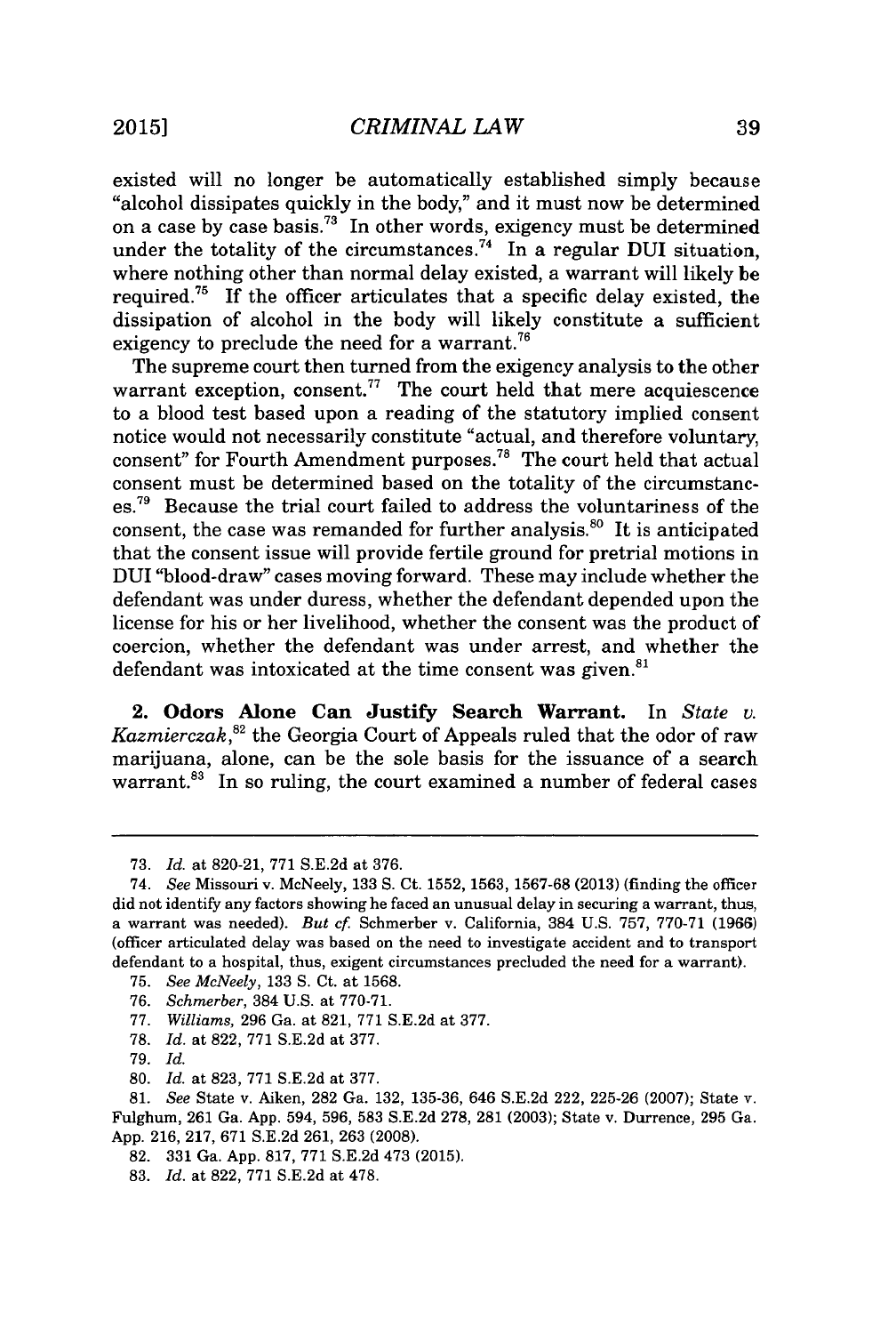existed will no longer be automatically established simply because "alcohol dissipates quickly in the body," and it must now be determined on a case by case basis.[73] In other words, exigency must be determined under the totality of the circumstances.[74] In a regular DUI situation, where nothing other than normal delay existed, a warrant will likely be required.[75] If the officer articulates that a specific delay existed, the dissipation of alcohol in the body will likely constitute a sufficient exigency to preclude the need for a warrant.[76]

The supreme court then turned from the exigency analysis to the other warrant exception, consent.[77] The court held that mere acquiescence to a blood test based upon a reading of the statutory implied consent notice would not necessarily constitute "actual, and therefore voluntary, consent" for Fourth Amendment purposes.[78] The court held that actual consent must be determined based on the totality of the circumstances.[79] Because the trial court failed to address the voluntariness of the consent, the case was remanded for further analysis.[80] It is anticipated that the consent issue will provide fertile ground for pretrial motions in DUI "blood-draw" cases moving forward. These may include whether the defendant was under duress, whether the defendant depended upon the license for his or her livelihood, whether the consent was the product of coercion, whether the defendant was under arrest, and whether the defendant was intoxicated at the time consent was given.[81]

**2. Odors Alone Can Justify Search Warrant.** In *State v. Kazmierczak*,[82] the Georgia Court of Appeals ruled that the odor of raw marijuana, alone, can be the sole basis for the issuance of a search warrant.[83] In so ruling, the court examined a number of federal cases

---

73. *Id.* at 820-21, 771 S.E.2d at 376.

74. *See* Missouri v. McNeely, 133 S. Ct. 1552, 1563, 1567-68 (2013) (finding the officer did not identify any factors showing he faced an unusual delay in securing a warrant, thus, a warrant was needed). *But cf.* Schmerber v. California, 384 U.S. 757, 770-71 (1966) (officer articulated delay was based on the need to investigate accident and to transport defendant to a hospital, thus, exigent circumstances precluded the need for a warrant).

75. *See McNeely*, 133 S. Ct. at 1568.

76. *Schmerber*, 384 U.S. at 770-71.

77. *Williams*, 296 Ga. at 821, 771 S.E.2d at 377.

78. *Id.* at 822, 771 S.E.2d at 377.

79. *Id.*

80. *Id.* at 823, 771 S.E.2d at 377.

81. *See* State v. Aiken, 282 Ga. 132, 135-36, 646 S.E.2d 222, 225-26 (2007); State v. Fulghum, 261 Ga. App. 594, 596, 583 S.E.2d 278, 281 (2003); State v. Durrence, 295 Ga. App. 216, 217, 671 S.E.2d 261, 263 (2008).

82. 331 Ga. App. 817, 771 S.E.2d 473 (2015).

83. *Id.* at 822, 771 S.E.2d at 478.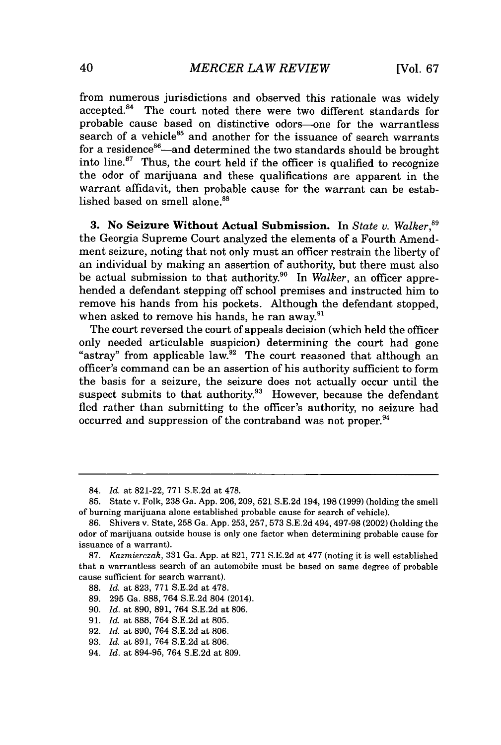from numerous jurisdictions and observed this rationale was widely accepted.[84] The court noted there were two different standards for probable cause based on distinctive odors—one for the warrantless search of a vehicle[85] and another for the issuance of search warrants for a residence[86]—and determined the two standards should be brought into line.[87] Thus, the court held if the officer is qualified to recognize the odor of marijuana and these qualifications are apparent in the warrant affidavit, then probable cause for the warrant can be established based on smell alone.[88]

**3. No Seizure Without Actual Submission.** In *State v. Walker*,[89] the Georgia Supreme Court analyzed the elements of a Fourth Amendment seizure, noting that not only must an officer restrain the liberty of an individual by making an assertion of authority, but there must also be actual submission to that authority.[90] In *Walker*, an officer apprehended a defendant stepping off school premises and instructed him to remove his hands from his pockets. Although the defendant stopped, when asked to remove his hands, he ran away.[91]

The court reversed the court of appeals decision (which held the officer only needed articulable suspicion) determining the court had gone "astray" from applicable law.[92] The court reasoned that although an officer's command can be an assertion of his authority sufficient to form the basis for a seizure, the seizure does not actually occur until the suspect submits to that authority.[93] However, because the defendant fled rather than submitting to the officer's authority, no seizure had occurred and suppression of the contraband was not proper.[94]

---

84. *Id.* at 821-22, 771 S.E.2d at 478.

85. State v. Folk, 238 Ga. App. 206, 209, 521 S.E.2d 194, 198 (1999) (holding the smell of burning marijuana alone established probable cause for search of vehicle).

86. Shivers v. State, 258 Ga. App. 253, 257, 573 S.E.2d 494, 497-98 (2002) (holding the odor of marijuana outside house is only one factor when determining probable cause for issuance of a warrant).

87. *Kazmierczak*, 331 Ga. App. at 821, 771 S.E.2d at 477 (noting it is well established that a warrantless search of an automobile must be based on same degree of probable cause sufficient for search warrant).

88. *Id.* at 823, 771 S.E.2d at 478.

89. 295 Ga. 888, 764 S.E.2d 804 (2014).

90. *Id.* at 890, 891, 764 S.E.2d at 806.

91. *Id.* at 888, 764 S.E.2d at 805.

92. *Id.* at 890, 764 S.E.2d at 806.

93. *Id.* at 891, 764 S.E.2d at 806.

94. *Id.* at 894-95, 764 S.E.2d at 809.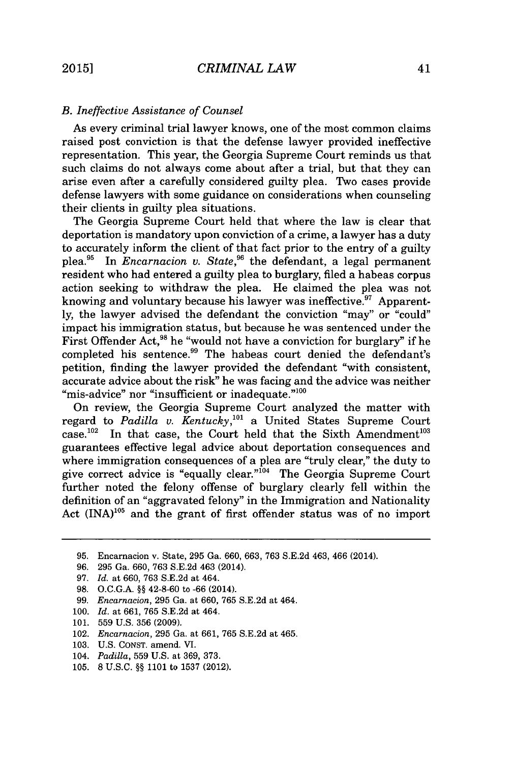### *B. Ineffective Assistance of Counsel*

As every criminal trial lawyer knows, one of the most common claims raised post conviction is that the defense lawyer provided ineffective representation. This year, the Georgia Supreme Court reminds us that such claims do not always come about after a trial, but that they can arise even after a carefully considered guilty plea. Two cases provide defense lawyers with some guidance on considerations when counseling their clients in guilty plea situations.

The Georgia Supreme Court held that where the law is clear that deportation is mandatory upon conviction of a crime, a lawyer has a duty to accurately inform the client of that fact prior to the entry of a guilty plea.[95] In *Encarnacion v. State*,[96] the defendant, a legal permanent resident who had entered a guilty plea to burglary, filed a habeas corpus action seeking to withdraw the plea. He claimed the plea was not knowing and voluntary because his lawyer was ineffective.[97] Apparently, the lawyer advised the defendant the conviction "may" or "could" impact his immigration status, but because he was sentenced under the First Offender Act,[98] he "would not have a conviction for burglary" if he completed his sentence.[99] The habeas court denied the defendant's petition, finding the lawyer provided the defendant "with consistent, accurate advice about the risk" he was facing and the advice was neither "mis-advice" nor "insufficient or inadequate."[100]

On review, the Georgia Supreme Court analyzed the matter with regard to *Padilla v. Kentucky*,[101] a United States Supreme Court case.[102] In that case, the Court held that the Sixth Amendment[103] guarantees effective legal advice about deportation consequences and where immigration consequences of a plea are "truly clear," the duty to give correct advice is "equally clear."[104] The Georgia Supreme Court further noted the felony offense of burglary clearly fell within the definition of an "aggravated felony" in the Immigration and Nationality Act (INA)[105] and the grant of first offender status was of no import

---

95. Encarnacion v. State, 295 Ga. 660, 663, 763 S.E.2d 463, 466 (2014).

96. 295 Ga. 660, 763 S.E.2d 463 (2014).

97. *Id.* at 660, 763 S.E.2d at 464.

98. O.C.G.A. §§ 42-8-60 to -66 (2014).

99. *Encarnacion*, 295 Ga. at 660, 765 S.E.2d at 464.

100. *Id.* at 661, 765 S.E.2d at 464.

101. 559 U.S. 356 (2009).

102. *Encarnacion*, 295 Ga. at 661, 765 S.E.2d at 465.

103. U.S. CONST. amend. VI.

104. *Padilla*, 559 U.S. at 369, 373.

105. 8 U.S.C. §§ 1101 to 1537 (2012).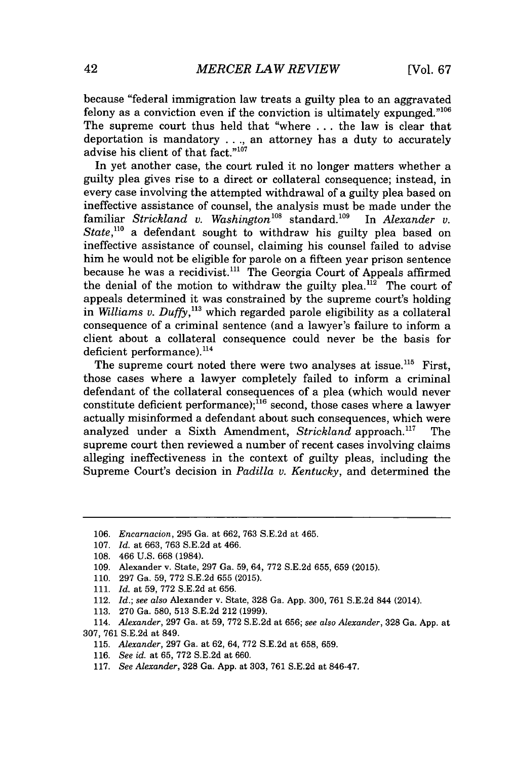because "federal immigration law treats a guilty plea to an aggravated felony as a conviction even if the conviction is ultimately expunged."[106] The supreme court thus held that "where . . . the law is clear that deportation is mandatory . . ., an attorney has a duty to accurately advise his client of that fact."[107]

In yet another case, the court ruled it no longer matters whether a guilty plea gives rise to a direct or collateral consequence; instead, in every case involving the attempted withdrawal of a guilty plea based on ineffective assistance of counsel, the analysis must be made under the familiar *Strickland v. Washington*[108] standard.[109] In *Alexander v. State*,[110] a defendant sought to withdraw his guilty plea based on ineffective assistance of counsel, claiming his counsel failed to advise him he would not be eligible for parole on a fifteen year prison sentence because he was a recidivist.[111] The Georgia Court of Appeals affirmed the denial of the motion to withdraw the guilty plea.[112] The court of appeals determined it was constrained by the supreme court's holding in *Williams v. Duffy*,[113] which regarded parole eligibility as a collateral consequence of a criminal sentence (and a lawyer's failure to inform a client about a collateral consequence could never be the basis for deficient performance).[114]

The supreme court noted there were two analyses at issue.[115] First, those cases where a lawyer completely failed to inform a criminal defendant of the collateral consequences of a plea (which would never constitute deficient performance);[116] second, those cases where a lawyer actually misinformed a defendant about such consequences, which were analyzed under a Sixth Amendment, *Strickland* approach.[117] The supreme court then reviewed a number of recent cases involving claims alleging ineffectiveness in the context of guilty pleas, including the Supreme Court's decision in *Padilla v. Kentucky*, and determined the

---

106. *Encarnacion*, 295 Ga. at 662, 763 S.E.2d at 465.

107. *Id.* at 663, 763 S.E.2d at 466.

108. 466 U.S. 668 (1984).

109. Alexander v. State, 297 Ga. 59, 64, 772 S.E.2d 655, 659 (2015).

110. 297 Ga. 59, 772 S.E.2d 655 (2015).

111. *Id.* at 59, 772 S.E.2d at 656.

112. *Id.*; *see also* Alexander v. State, 328 Ga. App. 300, 761 S.E.2d 844 (2014).

113. 270 Ga. 580, 513 S.E.2d 212 (1999).

114. *Alexander*, 297 Ga. at 59, 772 S.E.2d at 656; *see also Alexander*, 328 Ga. App. at 307, 761 S.E.2d at 849.

115. *Alexander*, 297 Ga. at 62, 64, 772 S.E.2d at 658, 659.

116. *See id.* at 65, 772 S.E.2d at 660.

117. *See Alexander*, 328 Ga. App. at 303, 761 S.E.2d at 846-47.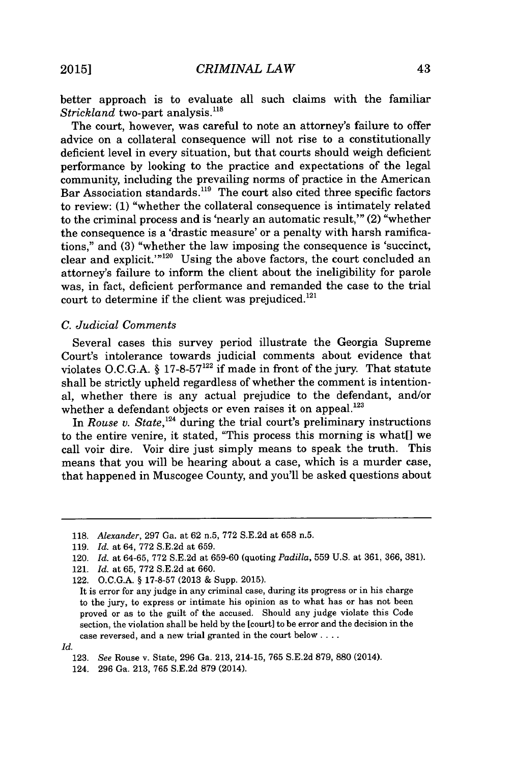better approach is to evaluate all such claims with the familiar *Strickland* two-part analysis.[118]

The court, however, was careful to note an attorney's failure to offer advice on a collateral consequence will not rise to a constitutionally deficient level in every situation, but that courts should weigh deficient performance by looking to the practice and expectations of the legal community, including the prevailing norms of practice in the American Bar Association standards.[119] The court also cited three specific factors to review: (1) "whether the collateral consequence is intimately related to the criminal process and is 'nearly an automatic result,'" (2) "whether the consequence is a 'drastic measure' or a penalty with harsh ramifications," and (3) "whether the law imposing the consequence is 'succinct, clear and explicit.'"[120] Using the above factors, the court concluded an attorney's failure to inform the client about the ineligibility for parole was, in fact, deficient performance and remanded the case to the trial court to determine if the client was prejudiced.[121]

### *C. Judicial Comments*

Several cases this survey period illustrate the Georgia Supreme Court's intolerance towards judicial comments about evidence that violates O.C.G.A. § 17-8-57[122] if made in front of the jury. That statute shall be strictly upheld regardless of whether the comment is intentional, whether there is any actual prejudice to the defendant, and/or whether a defendant objects or even raises it on appeal.[123]

In *Rouse v. State*,[124] during the trial court's preliminary instructions to the entire venire, it stated, "This process this morning is what[] we call voir dire. Voir dire just simply means to speak the truth. This means that you will be hearing about a case, which is a murder case, that happened in Muscogee County, and you'll be asked questions about

---

118. *Alexander*, 297 Ga. at 62 n.5, 772 S.E.2d at 658 n.5.

119. *Id.* at 64, 772 S.E.2d at 659.

120. *Id.* at 64-65, 772 S.E.2d at 659-60 (quoting *Padilla*, 559 U.S. at 361, 366, 381).

121. *Id.* at 65, 772 S.E.2d at 660.

122. O.C.G.A. § 17-8-57 (2013 & Supp. 2015).

It is error for any judge in any criminal case, during its progress or in his charge to the jury, to express or intimate his opinion as to what has or has not been proved or as to the guilt of the accused. Should any judge violate this Code section, the violation shall be held by the [court] to be error and the decision in the case reversed, and a new trial granted in the court below . . . .

*Id.*

123. *See* Rouse v. State, 296 Ga. 213, 214-15, 765 S.E.2d 879, 880 (2014).

124. 296 Ga. 213, 765 S.E.2d 879 (2014).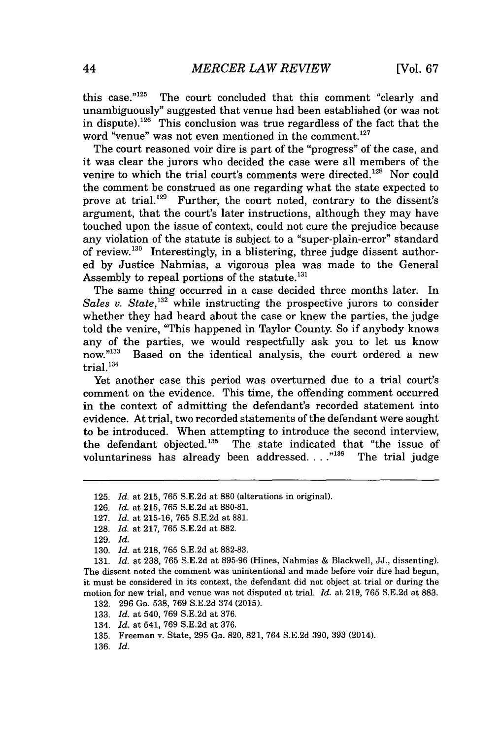this case."[125] The court concluded that this comment "clearly and unambiguously" suggested that venue had been established (or was not in dispute).[126] This conclusion was true regardless of the fact that the word "venue" was not even mentioned in the comment.[127]

The court reasoned voir dire is part of the "progress" of the case, and it was clear the jurors who decided the case were all members of the venire to which the trial court's comments were directed.[128] Nor could the comment be construed as one regarding what the state expected to prove at trial.[129] Further, the court noted, contrary to the dissent's argument, that the court's later instructions, although they may have touched upon the issue of context, could not cure the prejudice because any violation of the statute is subject to a "super-plain-error" standard of review.[130] Interestingly, in a blistering, three judge dissent authored by Justice Nahmias, a vigorous plea was made to the General Assembly to repeal portions of the statute.[131]

The same thing occurred in a case decided three months later. In *Sales v. State*,[132] while instructing the prospective jurors to consider whether they had heard about the case or knew the parties, the judge told the venire, "This happened in Taylor County. So if anybody knows any of the parties, we would respectfully ask you to let us know now."[133] Based on the identical analysis, the court ordered a new trial.[134]

Yet another case this period was overturned due to a trial court's comment on the evidence. This time, the offending comment occurred in the context of admitting the defendant's recorded statement into evidence. At trial, two recorded statements of the defendant were sought to be introduced. When attempting to introduce the second interview, the defendant objected.[135] The state indicated that "the issue of voluntariness has already been addressed. . . ."[136] The trial judge

---

125. *Id.* at 215, 765 S.E.2d at 880 (alterations in original).

126. *Id.* at 215, 765 S.E.2d at 880-81.

127. *Id.* at 215-16, 765 S.E.2d at 881.

128. *Id.* at 217, 765 S.E.2d at 882.

129. *Id.*

130. *Id.* at 218, 765 S.E.2d at 882-83.

131. *Id.* at 238, 765 S.E.2d at 895-96 (Hines, Nahmias & Blackwell, JJ., dissenting). The dissent noted the comment was unintentional and made before voir dire had begun, it must be considered in its context, the defendant did not object at trial or during the motion for new trial, and venue was not disputed at trial. *Id.* at 219, 765 S.E.2d at 883.

132. 296 Ga. 538, 769 S.E.2d 374 (2015).

133. *Id.* at 540, 769 S.E.2d at 376.

134. *Id.* at 541, 769 S.E.2d at 376.

135. Freeman v. State, 295 Ga. 820, 821, 764 S.E.2d 390, 393 (2014).

136. *Id.*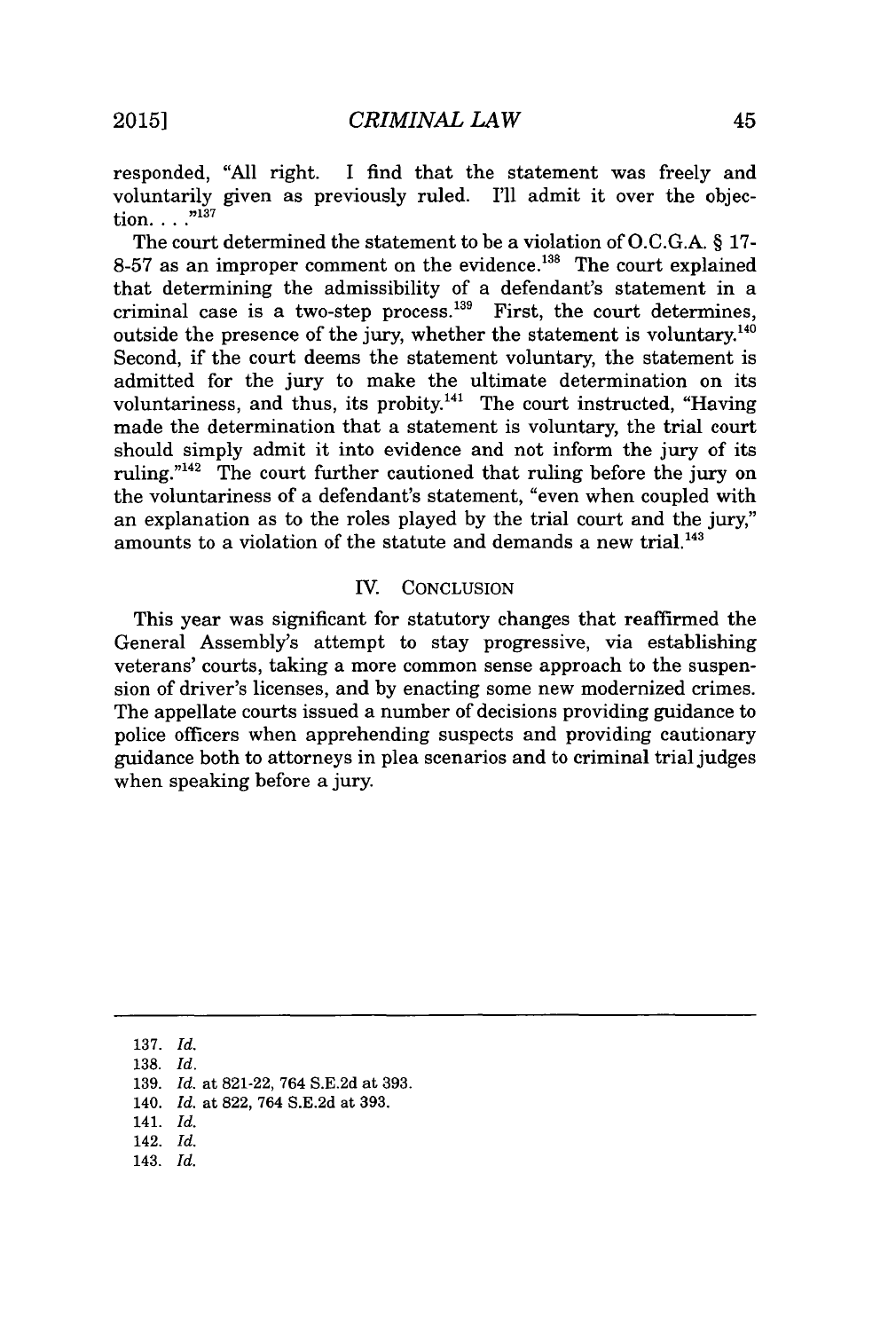responded, "All right. I find that the statement was freely and voluntarily given as previously ruled. I'll admit it over the objection. . . ."[137]

The court determined the statement to be a violation of O.C.G.A. § 17-8-57 as an improper comment on the evidence.[138] The court explained that determining the admissibility of a defendant's statement in a criminal case is a two-step process.[139] First, the court determines, outside the presence of the jury, whether the statement is voluntary.[140] Second, if the court deems the statement voluntary, the statement is admitted for the jury to make the ultimate determination on its voluntariness, and thus, its probity.[141] The court instructed, "Having made the determination that a statement is voluntary, the trial court should simply admit it into evidence and not inform the jury of its ruling."[142] The court further cautioned that ruling before the jury on the voluntariness of a defendant's statement, "even when coupled with an explanation as to the roles played by the trial court and the jury," amounts to a violation of the statute and demands a new trial.[143]

## IV. CONCLUSION

This year was significant for statutory changes that reaffirmed the General Assembly's attempt to stay progressive, via establishing veterans' courts, taking a more common sense approach to the suspension of driver's licenses, and by enacting some new modernized crimes. The appellate courts issued a number of decisions providing guidance to police officers when apprehending suspects and providing cautionary guidance both to attorneys in plea scenarios and to criminal trial judges when speaking before a jury.

---

137. *Id.*
138. *Id.*
139. *Id.* at 821-22, 764 S.E.2d at 393.
140. *Id.* at 822, 764 S.E.2d at 393.
141. *Id.*
142. *Id.*
143. *Id.*